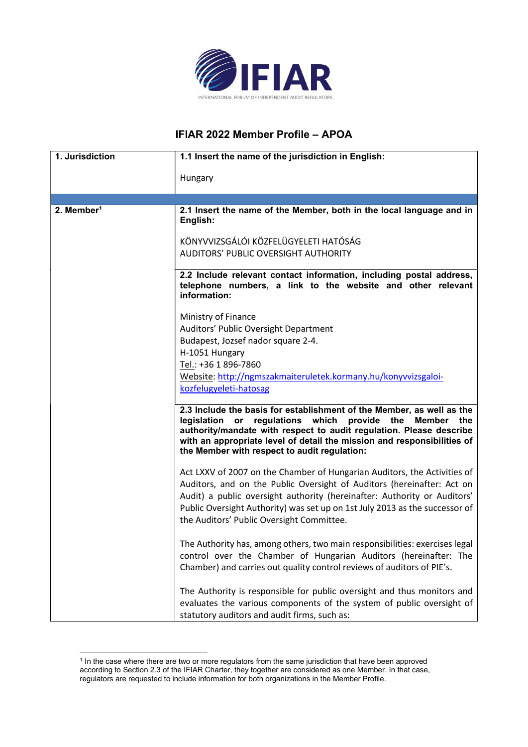# IFIAR 2022 Member Profile – APOA

| 1. Jurisdiction | 1.1 Insert the name of the jurisdiction in English:<br><br>Hungary |
|---|---|
| | |
| 2. Member[1] | **2.1 Insert the name of the Member, both in the local language and in English:**<br><br>KÖNYVVIZSGÁLÓI KÖZFELÜGYELETI HATÓSÁG<br>AUDITORS' PUBLIC OVERSIGHT AUTHORITY |
| | **2.2 Include relevant contact information, including postal address, telephone numbers, a link to the website and other relevant information:**<br><br>Ministry of Finance<br>Auditors' Public Oversight Department<br>Budapest, Jozsef nador square 2-4.<br>H-1051 Hungary<br>Tel.: +36 1 896-7860<br>Website: http://ngmszakmaiteruletek.kormany.hu/konyvvizsgaloi-kozfelugyeleti-hatosag |
| | **2.3 Include the basis for establishment of the Member, as well as the legislation or regulations which provide the Member the authority/mandate with respect to audit regulation. Please describe with an appropriate level of detail the mission and responsibilities of the Member with respect to audit regulation:**<br><br>Act LXXV of 2007 on the Chamber of Hungarian Auditors, the Activities of Auditors, and on the Public Oversight of Auditors (hereinafter: Act on Audit) a public oversight authority (hereinafter: Authority or Auditors' Public Oversight Authority) was set up on 1st July 2013 as the successor of the Auditors' Public Oversight Committee.<br><br>The Authority has, among others, two main responsibilities: exercises legal control over the Chamber of Hungarian Auditors (hereinafter: The Chamber) and carries out quality control reviews of auditors of PIE's.<br><br>The Authority is responsible for public oversight and thus monitors and evaluates the various components of the system of public oversight of statutory auditors and audit firms, such as: |

[1] In the case where there are two or more regulators from the same jurisdiction that have been approved according to Section 2.3 of the IFIAR Charter, they together are considered as one Member. In that case, regulators are requested to include information for both organizations in the Member Profile.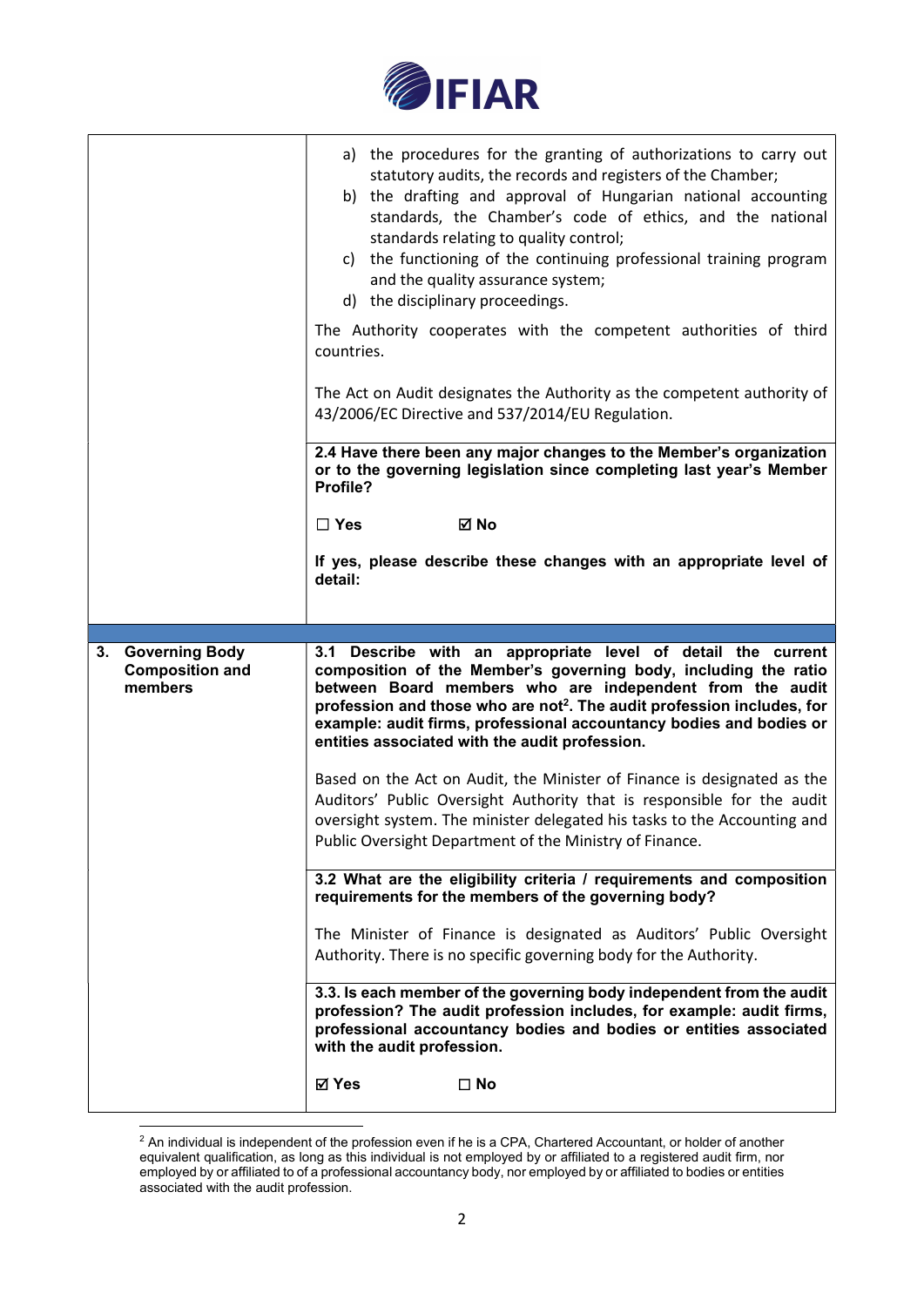| | |
|---|---|
| | a) the procedures for the granting of authorizations to carry out statutory audits, the records and registers of the Chamber;<br>b) the drafting and approval of Hungarian national accounting standards, the Chamber's code of ethics, and the national standards relating to quality control;<br>c) the functioning of the continuing professional training program and the quality assurance system;<br>d) the disciplinary proceedings.<br><br>The Authority cooperates with the competent authorities of third countries.<br><br>The Act on Audit designates the Authority as the competent authority of 43/2006/EC Directive and 537/2014/EU Regulation. |
| | **2.4 Have there been any major changes to the Member's organization or to the governing legislation since completing last year's Member Profile?**<br><br>**☐ Yes ☑ No**<br><br>**If yes, please describe these changes with an appropriate level of detail:** |
| | |
| **3. Governing Body Composition and members** | **3.1 Describe with an appropriate level of detail the current composition of the Member's governing body, including the ratio between Board members who are independent from the audit profession and those who are not[2]. The audit profession includes, for example: audit firms, professional accountancy bodies and bodies or entities associated with the audit profession.**<br><br>Based on the Act on Audit, the Minister of Finance is designated as the Auditors' Public Oversight Authority that is responsible for the audit oversight system. The minister delegated his tasks to the Accounting and Public Oversight Department of the Ministry of Finance. |
| | **3.2 What are the eligibility criteria / requirements and composition requirements for the members of the governing body?**<br><br>The Minister of Finance is designated as Auditors' Public Oversight Authority. There is no specific governing body for the Authority. |
| | **3.3. Is each member of the governing body independent from the audit profession? The audit profession includes, for example: audit firms, professional accountancy bodies and bodies or entities associated with the audit profession.**<br><br>**☑ Yes ☐ No** |

[2] An individual is independent of the profession even if he is a CPA, Chartered Accountant, or holder of another equivalent qualification, as long as this individual is not employed by or affiliated to a registered audit firm, nor employed by or affiliated to of a professional accountancy body, nor employed by or affiliated to bodies or entities associated with the audit profession.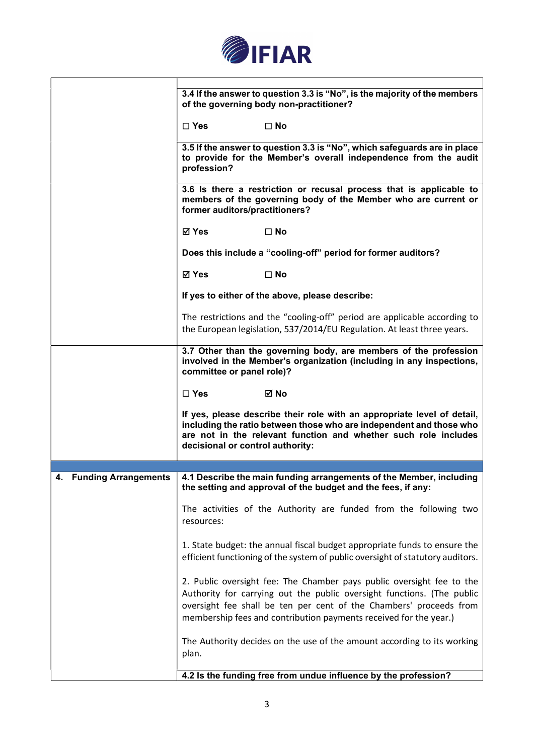| | |
|---|---|
| | **3.4 If the answer to question 3.3 is "No", is the majority of the members of the governing body non-practitioner?**<br><br>**☐ Yes ☐ No** |
| | **3.5 If the answer to question 3.3 is "No", which safeguards are in place to provide for the Member's overall independence from the audit profession?** |
| | **3.6 Is there a restriction or recusal process that is applicable to members of the governing body of the Member who are current or former auditors/practitioners?**<br><br>**☑ Yes ☐ No**<br><br>**Does this include a "cooling-off" period for former auditors?**<br><br>**☑ Yes ☐ No**<br><br>**If yes to either of the above, please describe:**<br><br>The restrictions and the "cooling-off" period are applicable according to the European legislation, 537/2014/EU Regulation. At least three years. |
| | **3.7 Other than the governing body, are members of the profession involved in the Member's organization (including in any inspections, committee or panel role)?**<br><br>**☐ Yes ☑ No**<br><br>**If yes, please describe their role with an appropriate level of detail, including the ratio between those who are independent and those who are not in the relevant function and whether such role includes decisional or control authority:** |
| **4. Funding Arrangements** | **4.1 Describe the main funding arrangements of the Member, including the setting and approval of the budget and the fees, if any:**<br><br>The activities of the Authority are funded from the following two resources:<br><br>1. State budget: the annual fiscal budget appropriate funds to ensure the efficient functioning of the system of public oversight of statutory auditors.<br><br>2. Public oversight fee: The Chamber pays public oversight fee to the Authority for carrying out the public oversight functions. (The public oversight fee shall be ten per cent of the Chambers' proceeds from membership fees and contribution payments received for the year.)<br><br>The Authority decides on the use of the amount according to its working plan. |
| | **4.2 Is the funding free from undue influence by the profession?** |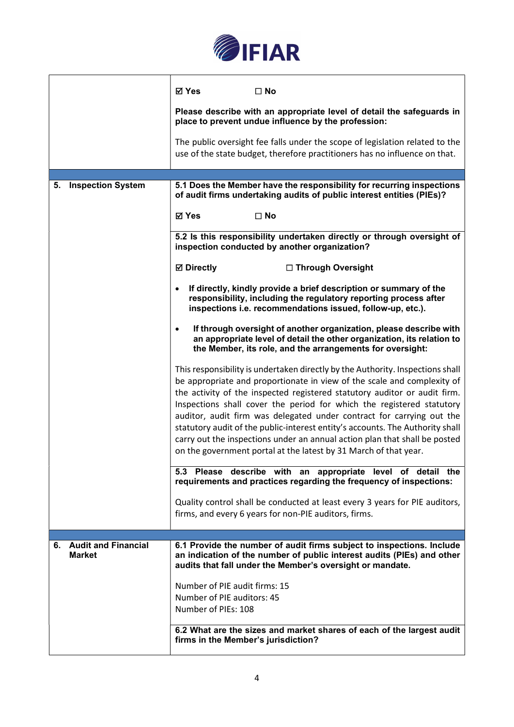| | |
|---|---|
| | ☑ Yes ☐ No<br><br>**Please describe with an appropriate level of detail the safeguards in place to prevent undue influence by the profession:**<br><br>The public oversight fee falls under the scope of legislation related to the use of the state budget, therefore practitioners has no influence on that. |
| | |
| **5. Inspection System** | **5.1 Does the Member have the responsibility for recurring inspections of audit firms undertaking audits of public interest entities (PIEs)?**<br><br>☑ Yes ☐ No |
| | **5.2 Is this responsibility undertaken directly or through oversight of inspection conducted by another organization?**<br><br>☑ Directly ☐ Through Oversight<br><br>• **If directly, kindly provide a brief description or summary of the responsibility, including the regulatory reporting process after inspections i.e. recommendations issued, follow-up, etc.).**<br><br>• **If through oversight of another organization, please describe with an appropriate level of detail the other organization, its relation to the Member, its role, and the arrangements for oversight:**<br><br>This responsibility is undertaken directly by the Authority. Inspections shall be appropriate and proportionate in view of the scale and complexity of the activity of the inspected registered statutory auditor or audit firm. Inspections shall cover the period for which the registered statutory auditor, audit firm was delegated under contract for carrying out the statutory audit of the public-interest entity's accounts. The Authority shall carry out the inspections under an annual action plan that shall be posted on the government portal at the latest by 31 March of that year. |
| | **5.3 Please describe with an appropriate level of detail the requirements and practices regarding the frequency of inspections:**<br><br>Quality control shall be conducted at least every 3 years for PIE auditors, firms, and every 6 years for non-PIE auditors, firms. |
| | |
| **6. Audit and Financial Market** | **6.1 Provide the number of audit firms subject to inspections. Include an indication of the number of public interest audits (PIEs) and other audits that fall under the Member's oversight or mandate.**<br><br>Number of PIE audit firms: 15<br>Number of PIE auditors: 45<br>Number of PIEs: 108 |
| | **6.2 What are the sizes and market shares of each of the largest audit firms in the Member's jurisdiction?** |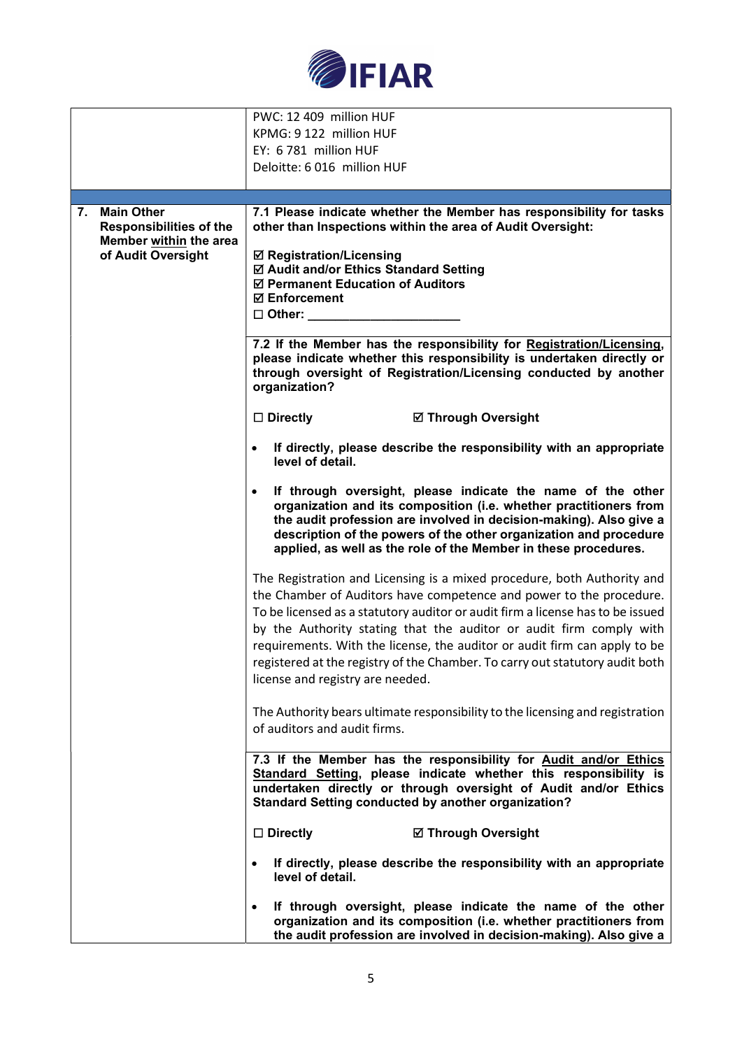| | |
|---|---|
| | PWC: 12 409 million HUF<br>KPMG: 9 122 million HUF<br>EY: 6 781 million HUF<br>Deloitte: 6 016 million HUF |
| | |
| **7. Main Other Responsibilities of the Member within the area of Audit Oversight** | **7.1 Please indicate whether the Member has responsibility for tasks other than Inspections within the area of Audit Oversight:**<br><br>☑ **Registration/Licensing**<br>☑ **Audit and/or Ethics Standard Setting**<br>☑ **Permanent Education of Auditors**<br>☑ **Enforcement**<br>☐ **Other: ____________________** |
| | **7.2 If the Member has the responsibility for Registration/Licensing, please indicate whether this responsibility is undertaken directly or through oversight of Registration/Licensing conducted by another organization?**<br><br>☐ **Directly** ☑ **Through Oversight**<br><br>• **If directly, please describe the responsibility with an appropriate level of detail.**<br><br>• **If through oversight, please indicate the name of the other organization and its composition (i.e. whether practitioners from the audit profession are involved in decision-making). Also give a description of the powers of the other organization and procedure applied, as well as the role of the Member in these procedures.**<br><br>The Registration and Licensing is a mixed procedure, both Authority and the Chamber of Auditors have competence and power to the procedure. To be licensed as a statutory auditor or audit firm a license has to be issued by the Authority stating that the auditor or audit firm comply with requirements. With the license, the auditor or audit firm can apply to be registered at the registry of the Chamber. To carry out statutory audit both license and registry are needed.<br><br>The Authority bears ultimate responsibility to the licensing and registration of auditors and audit firms. |
| | **7.3 If the Member has the responsibility for Audit and/or Ethics Standard Setting, please indicate whether this responsibility is undertaken directly or through oversight of Audit and/or Ethics Standard Setting conducted by another organization?**<br><br>☐ **Directly** ☑ **Through Oversight**<br><br>• **If directly, please describe the responsibility with an appropriate level of detail.**<br><br>• **If through oversight, please indicate the name of the other organization and its composition (i.e. whether practitioners from the audit profession are involved in decision-making). Also give a** |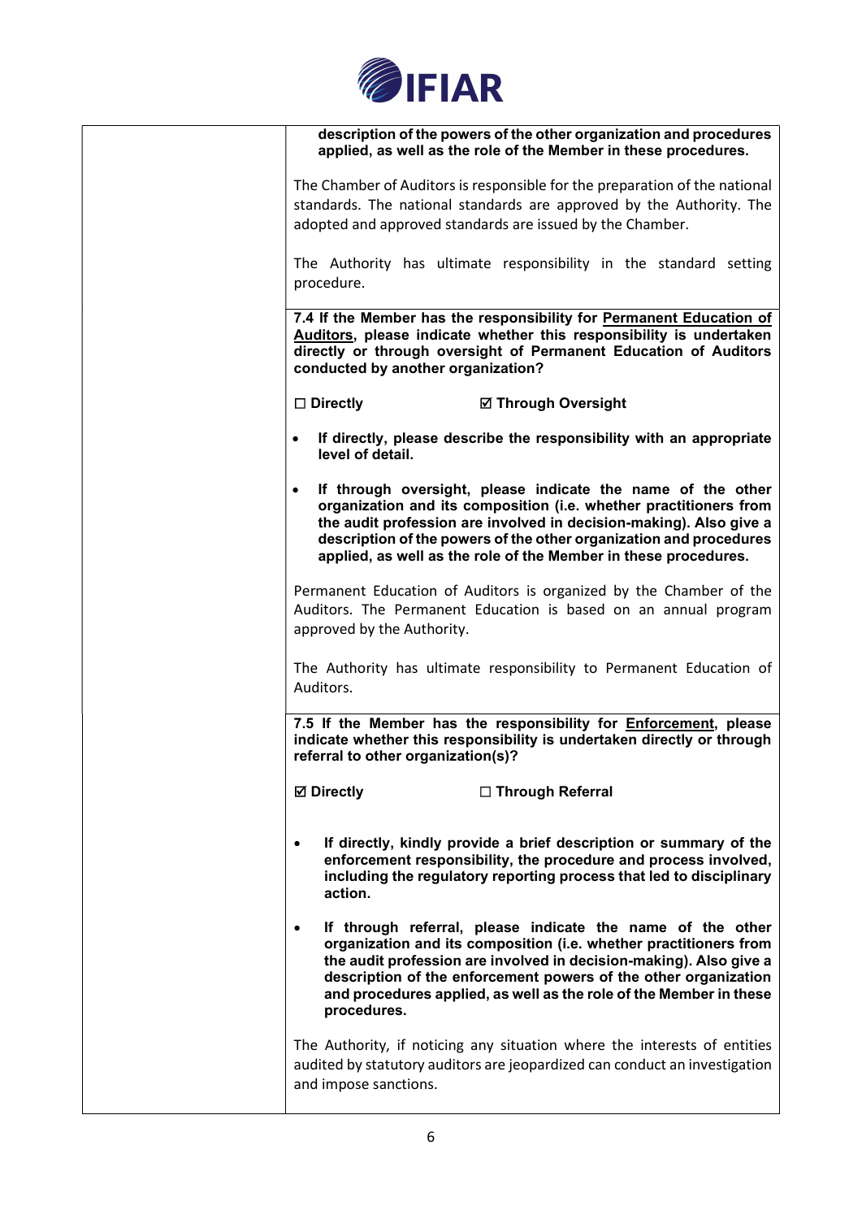| | **description of the powers of the other organization and procedures applied, as well as the role of the Member in these procedures.**<br><br>The Chamber of Auditors is responsible for the preparation of the national standards. The national standards are approved by the Authority. The adopted and approved standards are issued by the Chamber.<br><br>The Authority has ultimate responsibility in the standard setting procedure. |
|---|---|
| | **7.4 If the Member has the responsibility for <u>Permanent Education of Auditors</u>, please indicate whether this responsibility is undertaken directly or through oversight of Permanent Education of Auditors conducted by another organization?**<br><br>**☐ Directly** **☑ Through Oversight**<br><br>• **If directly, please describe the responsibility with an appropriate level of detail.**<br><br>• **If through oversight, please indicate the name of the other organization and its composition (i.e. whether practitioners from the audit profession are involved in decision-making). Also give a description of the powers of the other organization and procedures applied, as well as the role of the Member in these procedures.**<br><br>Permanent Education of Auditors is organized by the Chamber of the Auditors. The Permanent Education is based on an annual program approved by the Authority.<br><br>The Authority has ultimate responsibility to Permanent Education of Auditors. |
| | **7.5 If the Member has the responsibility for <u>Enforcement</u>, please indicate whether this responsibility is undertaken directly or through referral to other organization(s)?**<br><br>**☑ Directly** **☐ Through Referral**<br><br>• **If directly, kindly provide a brief description or summary of the enforcement responsibility, the procedure and process involved, including the regulatory reporting process that led to disciplinary action.**<br><br>• **If through referral, please indicate the name of the other organization and its composition (i.e. whether practitioners from the audit profession are involved in decision-making). Also give a description of the enforcement powers of the other organization and procedures applied, as well as the role of the Member in these procedures.**<br><br>The Authority, if noticing any situation where the interests of entities audited by statutory auditors are jeopardized can conduct an investigation and impose sanctions. |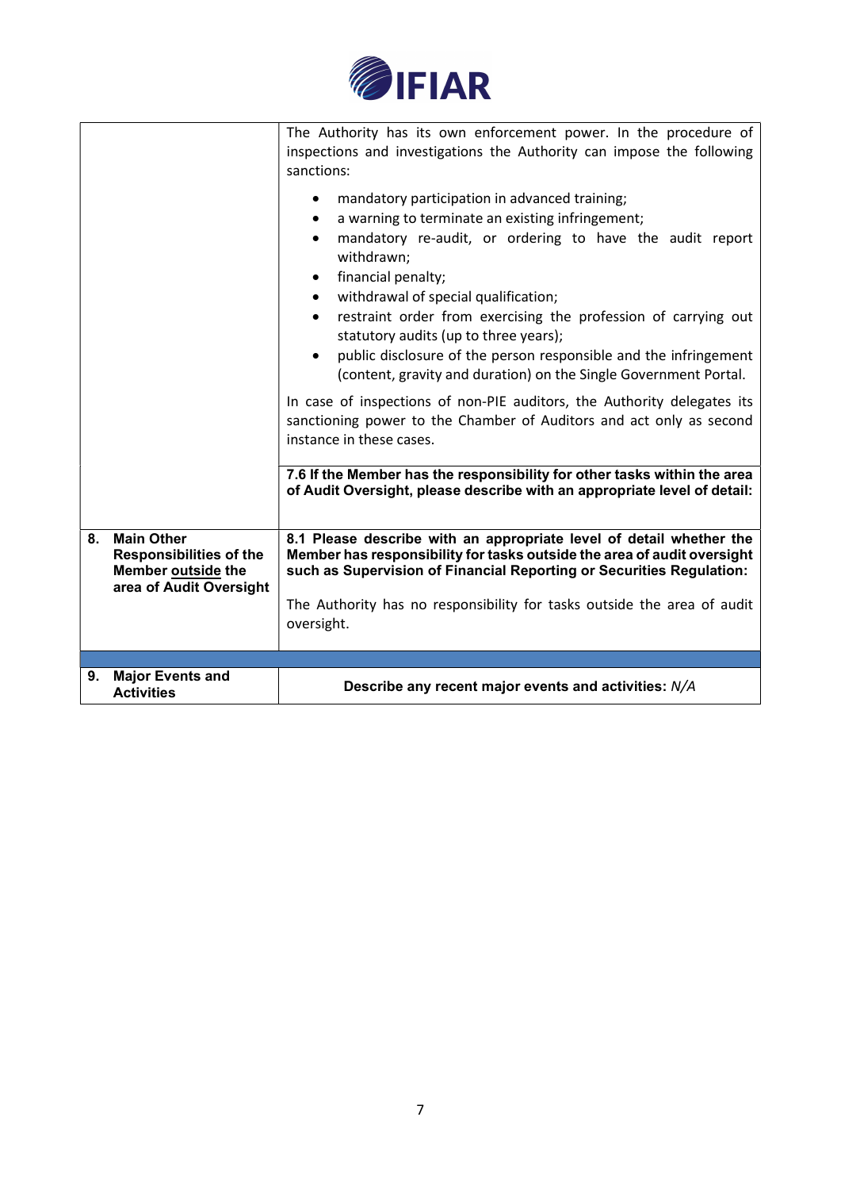| | |
|---|---|
| | The Authority has its own enforcement power. In the procedure of inspections and investigations the Authority can impose the following sanctions:<br>• mandatory participation in advanced training;<br>• a warning to terminate an existing infringement;<br>• mandatory re-audit, or ordering to have the audit report withdrawn;<br>• financial penalty;<br>• withdrawal of special qualification;<br>• restraint order from exercising the profession of carrying out statutory audits (up to three years);<br>• public disclosure of the person responsible and the infringement (content, gravity and duration) on the Single Government Portal.<br><br>In case of inspections of non-PIE auditors, the Authority delegates its sanctioning power to the Chamber of Auditors and act only as second instance in these cases. |
| | **7.6 If the Member has the responsibility for other tasks within the area of Audit Oversight, please describe with an appropriate level of detail:** |
| **8. Main Other Responsibilities of the Member outside the area of Audit Oversight** | **8.1 Please describe with an appropriate level of detail whether the Member has responsibility for tasks outside the area of audit oversight such as Supervision of Financial Reporting or Securities Regulation:**<br><br>The Authority has no responsibility for tasks outside the area of audit oversight. |
| **9. Major Events and Activities** | **Describe any recent major events and activities:** *N/A* |